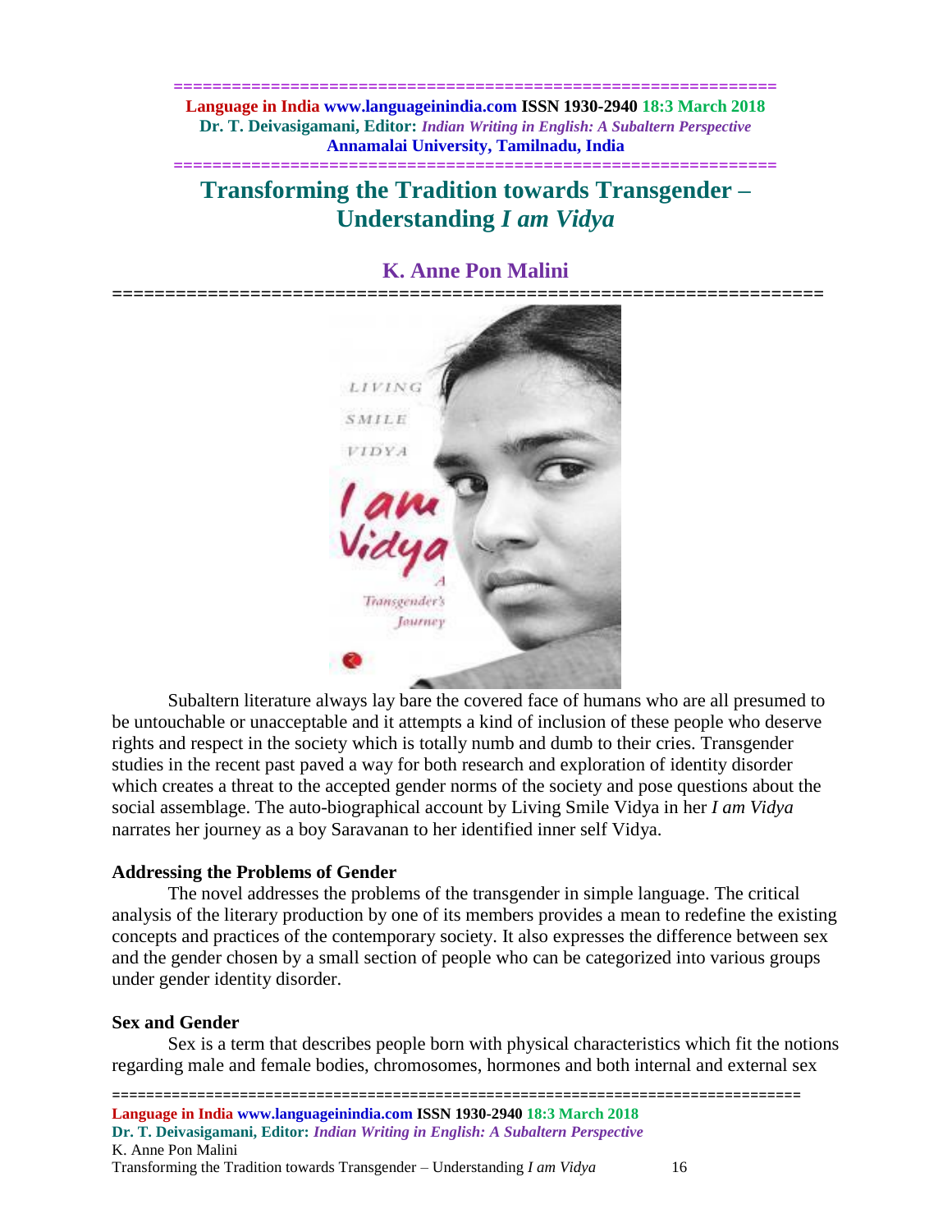# Transforming the Tradition towards Transgender – Understanding *I am Vidya*

## K. Anne Pon Malini

Subaltern literature always lay bare the covered face of humans who are all presumed to be untouchable or unacceptable and it attempts a kind of inclusion of these people who deserve rights and respect in the society which is totally numb and dumb to their cries. Transgender studies in the recent past paved a way for both research and exploration of identity disorder which creates a threat to the accepted gender norms of the society and pose questions about the social assemblage. The auto-biographical account by Living Smile Vidya in her *I am Vidya* narrates her journey as a boy Saravanan to her identified inner self Vidya.

### Addressing the Problems of Gender

The novel addresses the problems of the transgender in simple language. The critical analysis of the literary production by one of its members provides a mean to redefine the existing concepts and practices of the contemporary society. It also expresses the difference between sex and the gender chosen by a small section of people who can be categorized into various groups under gender identity disorder.

### Sex and Gender

Sex is a term that describes people born with physical characteristics which fit the notions regarding male and female bodies, chromosomes, hormones and both internal and external sex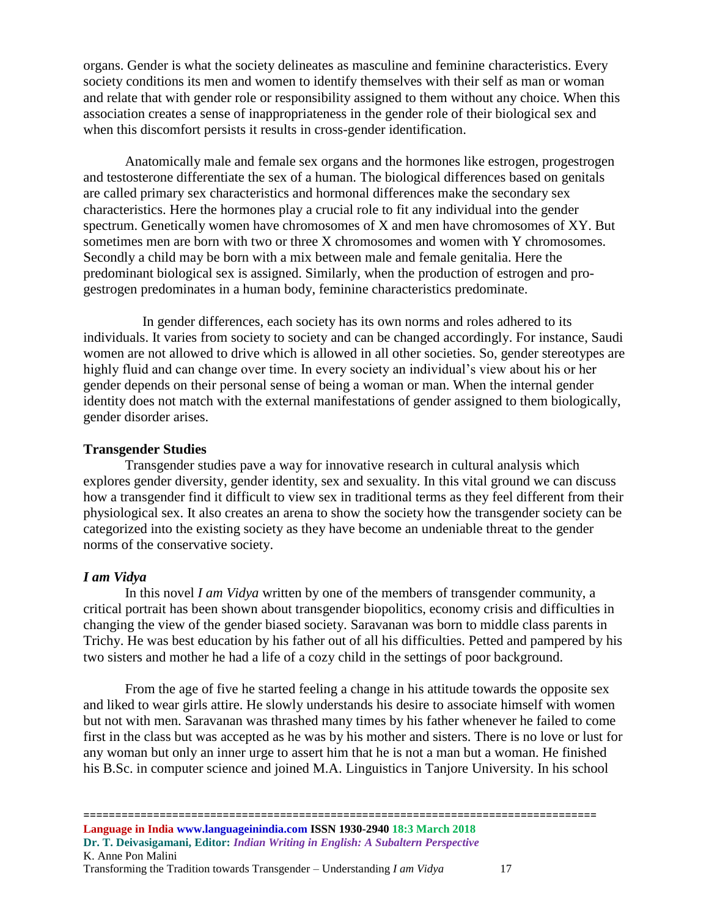organs. Gender is what the society delineates as masculine and feminine characteristics. Every society conditions its men and women to identify themselves with their self as man or woman and relate that with gender role or responsibility assigned to them without any choice. When this association creates a sense of inappropriateness in the gender role of their biological sex and when this discomfort persists it results in cross-gender identification.

Anatomically male and female sex organs and the hormones like estrogen, progestrogen and testosterone differentiate the sex of a human. The biological differences based on genitals are called primary sex characteristics and hormonal differences make the secondary sex characteristics. Here the hormones play a crucial role to fit any individual into the gender spectrum. Genetically women have chromosomes of X and men have chromosomes of XY. But sometimes men are born with two or three X chromosomes and women with Y chromosomes. Secondly a child may be born with a mix between male and female genitalia. Here the predominant biological sex is assigned. Similarly, when the production of estrogen and pro-gestrogen predominates in a human body, feminine characteristics predominate.

In gender differences, each society has its own norms and roles adhered to its individuals. It varies from society to society and can be changed accordingly. For instance, Saudi women are not allowed to drive which is allowed in all other societies. So, gender stereotypes are highly fluid and can change over time. In every society an individual's view about his or her gender depends on their personal sense of being a woman or man. When the internal gender identity does not match with the external manifestations of gender assigned to them biologically, gender disorder arises.

## Transgender Studies

Transgender studies pave a way for innovative research in cultural analysis which explores gender diversity, gender identity, sex and sexuality. In this vital ground we can discuss how a transgender find it difficult to view sex in traditional terms as they feel different from their physiological sex. It also creates an arena to show the society how the transgender society can be categorized into the existing society as they have become an undeniable threat to the gender norms of the conservative society.

## *I am Vidya*

In this novel *I am Vidya* written by one of the members of transgender community, a critical portrait has been shown about transgender biopolitics, economy crisis and difficulties in changing the view of the gender biased society. Saravanan was born to middle class parents in Trichy. He was best education by his father out of all his difficulties. Petted and pampered by his two sisters and mother he had a life of a cozy child in the settings of poor background.

From the age of five he started feeling a change in his attitude towards the opposite sex and liked to wear girls attire. He slowly understands his desire to associate himself with women but not with men. Saravanan was thrashed many times by his father whenever he failed to come first in the class but was accepted as he was by his mother and sisters. There is no love or lust for any woman but only an inner urge to assert him that he is not a man but a woman. He finished his B.Sc. in computer science and joined M.A. Linguistics in Tanjore University. In his school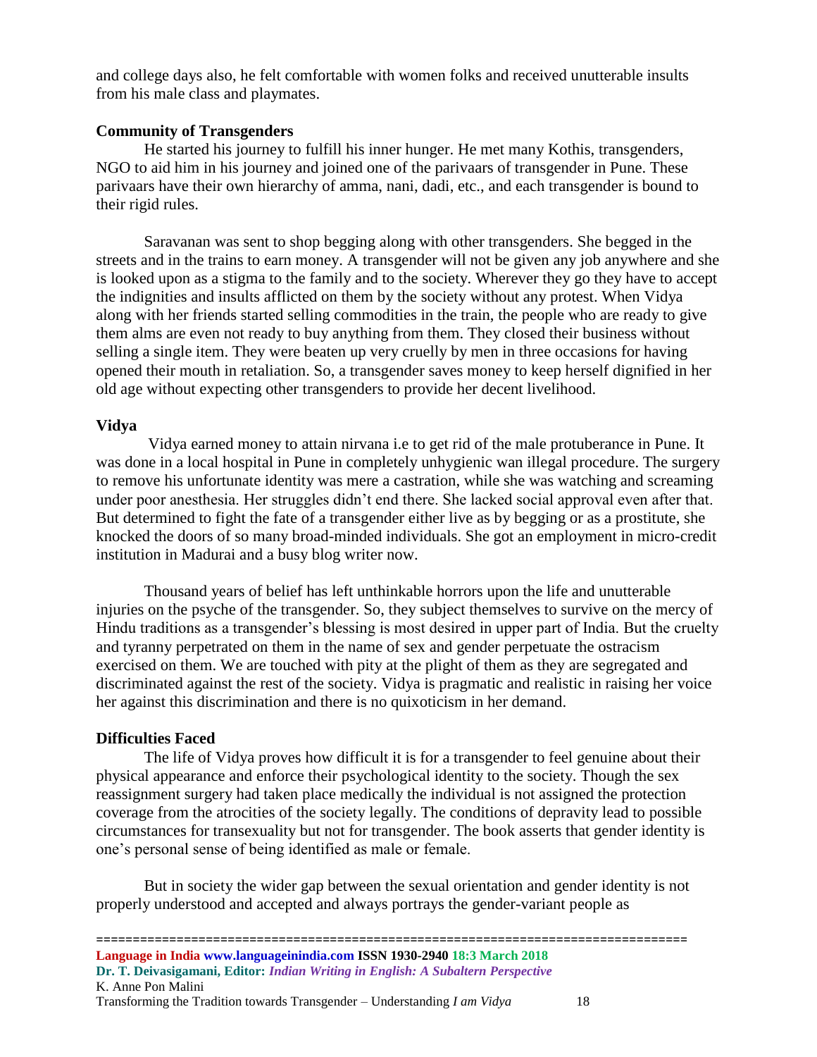and college days also, he felt comfortable with women folks and received unutterable insults from his male class and playmates.

**Community of Transgenders**

He started his journey to fulfill his inner hunger. He met many Kothis, transgenders, NGO to aid him in his journey and joined one of the parivaars of transgender in Pune. These parivaars have their own hierarchy of amma, nani, dadi, etc., and each transgender is bound to their rigid rules.

Saravanan was sent to shop begging along with other transgenders. She begged in the streets and in the trains to earn money. A transgender will not be given any job anywhere and she is looked upon as a stigma to the family and to the society. Wherever they go they have to accept the indignities and insults afflicted on them by the society without any protest. When Vidya along with her friends started selling commodities in the train, the people who are ready to give them alms are even not ready to buy anything from them. They closed their business without selling a single item. They were beaten up very cruelly by men in three occasions for having opened their mouth in retaliation. So, a transgender saves money to keep herself dignified in her old age without expecting other transgenders to provide her decent livelihood.

**Vidya**

Vidya earned money to attain nirvana i.e to get rid of the male protuberance in Pune. It was done in a local hospital in Pune in completely unhygienic wan illegal procedure. The surgery to remove his unfortunate identity was mere a castration, while she was watching and screaming under poor anesthesia. Her struggles didn't end there. She lacked social approval even after that. But determined to fight the fate of a transgender either live as by begging or as a prostitute, she knocked the doors of so many broad-minded individuals. She got an employment in micro-credit institution in Madurai and a busy blog writer now.

Thousand years of belief has left unthinkable horrors upon the life and unutterable injuries on the psyche of the transgender. So, they subject themselves to survive on the mercy of Hindu traditions as a transgender's blessing is most desired in upper part of India. But the cruelty and tyranny perpetrated on them in the name of sex and gender perpetuate the ostracism exercised on them. We are touched with pity at the plight of them as they are segregated and discriminated against the rest of the society. Vidya is pragmatic and realistic in raising her voice her against this discrimination and there is no quixoticism in her demand.

**Difficulties Faced**

The life of Vidya proves how difficult it is for a transgender to feel genuine about their physical appearance and enforce their psychological identity to the society. Though the sex reassignment surgery had taken place medically the individual is not assigned the protection coverage from the atrocities of the society legally. The conditions of depravity lead to possible circumstances for transexuality but not for transgender. The book asserts that gender identity is one's personal sense of being identified as male or female.

But in society the wider gap between the sexual orientation and gender identity is not properly understood and accepted and always portrays the gender-variant people as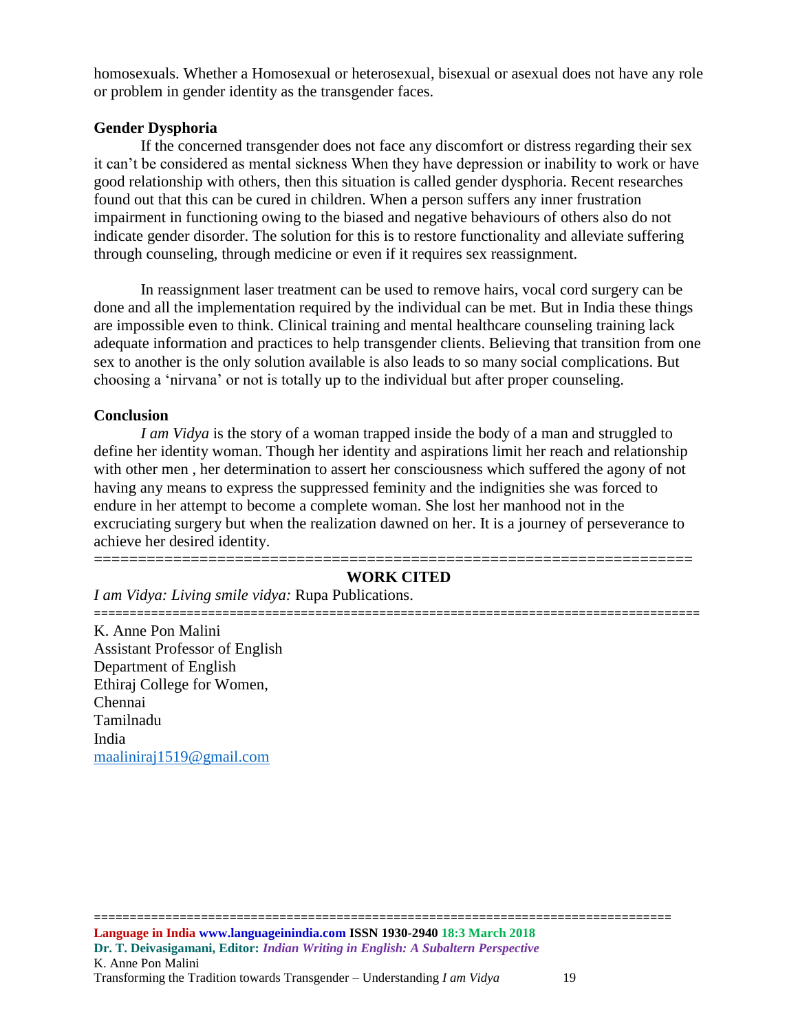homosexuals. Whether a Homosexual or heterosexual, bisexual or asexual does not have any role or problem in gender identity as the transgender faces.

**Gender Dysphoria**

If the concerned transgender does not face any discomfort or distress regarding their sex it can't be considered as mental sickness When they have depression or inability to work or have good relationship with others, then this situation is called gender dysphoria. Recent researches found out that this can be cured in children. When a person suffers any inner frustration impairment in functioning owing to the biased and negative behaviours of others also do not indicate gender disorder. The solution for this is to restore functionality and alleviate suffering through counseling, through medicine or even if it requires sex reassignment.

In reassignment laser treatment can be used to remove hairs, vocal cord surgery can be done and all the implementation required by the individual can be met. But in India these things are impossible even to think. Clinical training and mental healthcare counseling training lack adequate information and practices to help transgender clients. Believing that transition from one sex to another is the only solution available is also leads to so many social complications. But choosing a 'nirvana' or not is totally up to the individual but after proper counseling.

**Conclusion**

*I am Vidya* is the story of a woman trapped inside the body of a man and struggled to define her identity woman. Though her identity and aspirations limit her reach and relationship with other men , her determination to assert her consciousness which suffered the agony of not having any means to express the suppressed feminity and the indignities she was forced to endure in her attempt to become a complete woman. She lost her manhood not in the excruciating surgery but when the realization dawned on her. It is a journey of perseverance to achieve her desired identity.

==================================================================

**WORK CITED**

*I am Vidya: Living smile vidya:* Rupa Publications.

==================================================================

K. Anne Pon Malini
Assistant Professor of English
Department of English
Ethiraj College for Women,
Chennai
Tamilnadu
India
maaliniraj1519@gmail.com